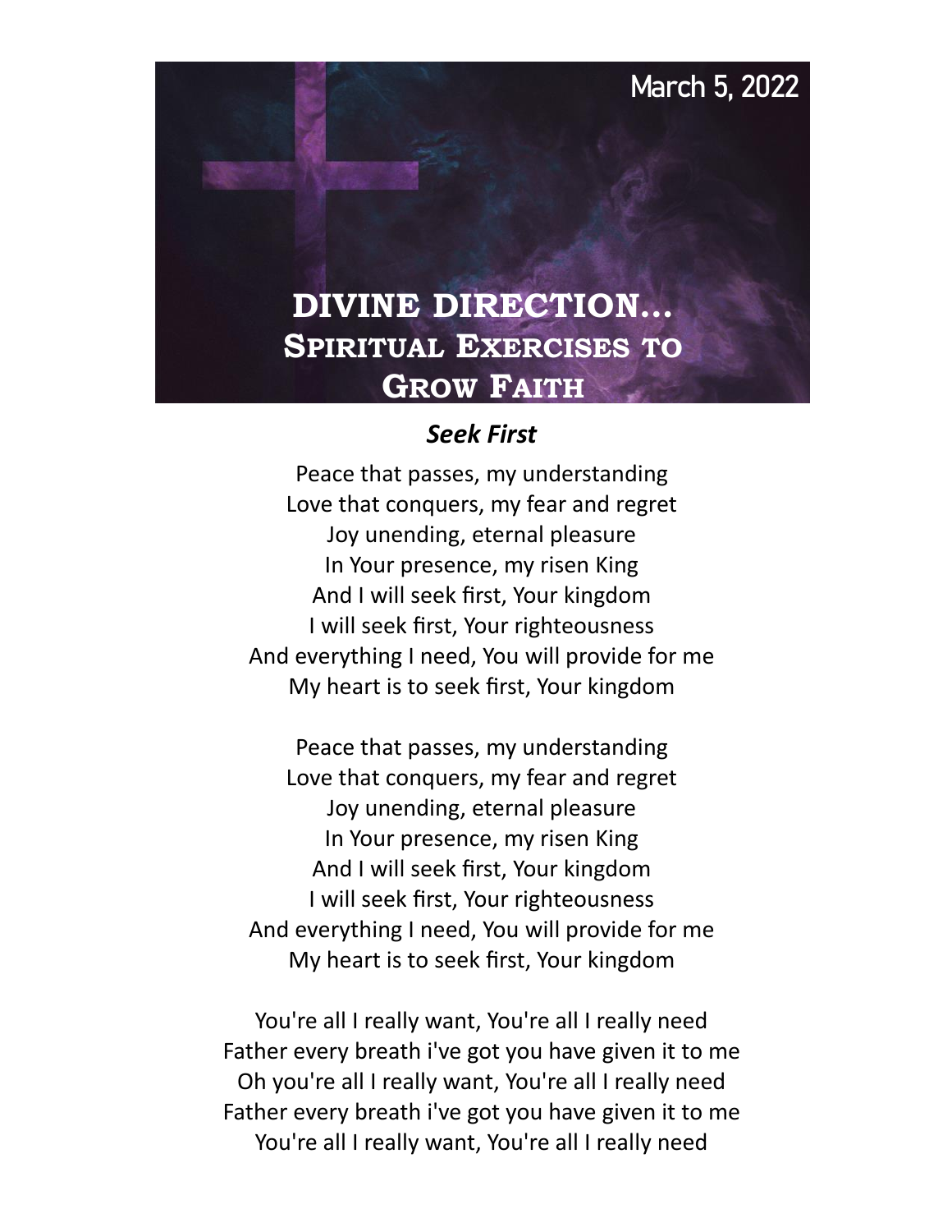March 5, 2022

# DIVINE DIRECTION... Spiritual Exercises to Grow Faith

## *Seek First*

Peace that passes, my understanding
Love that conquers, my fear and regret
Joy unending, eternal pleasure
In Your presence, my risen King
And I will seek first, Your kingdom
I will seek first, Your righteousness
And everything I need, You will provide for me
My heart is to seek first, Your kingdom

Peace that passes, my understanding
Love that conquers, my fear and regret
Joy unending, eternal pleasure
In Your presence, my risen King
And I will seek first, Your kingdom
I will seek first, Your righteousness
And everything I need, You will provide for me
My heart is to seek first, Your kingdom

You're all I really want, You're all I really need
Father every breath i've got you have given it to me
Oh you're all I really want, You're all I really need
Father every breath i've got you have given it to me
You're all I really want, You're all I really need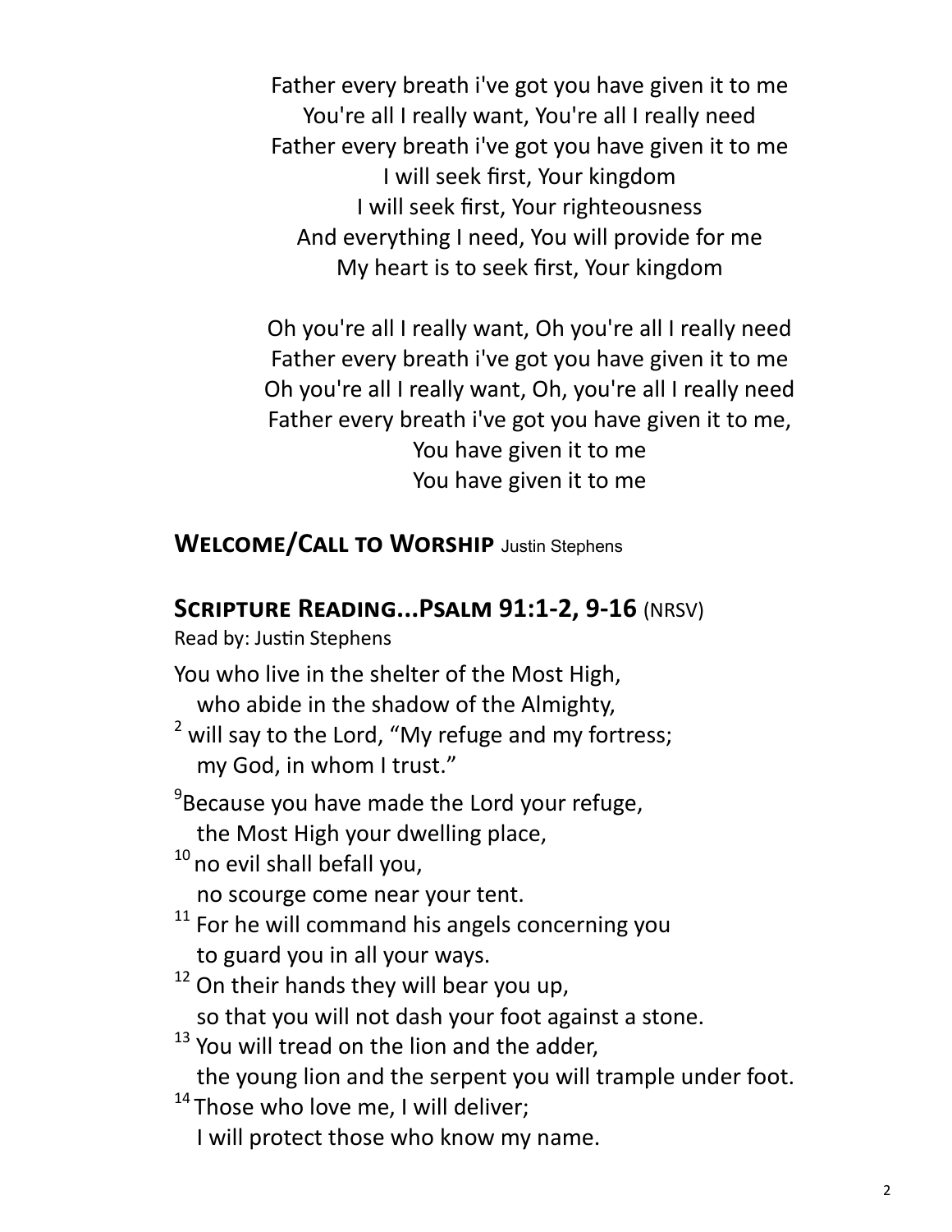Father every breath i've got you have given it to me
You're all I really want, You're all I really need
Father every breath i've got you have given it to me
I will seek first, Your kingdom
I will seek first, Your righteousness
And everything I need, You will provide for me
My heart is to seek first, Your kingdom

Oh you're all I really want, Oh you're all I really need
Father every breath i've got you have given it to me
Oh you're all I really want, Oh, you're all I really need
Father every breath i've got you have given it to me,
You have given it to me
You have given it to me

## **Welcome/Call to Worship** Justin Stephens

## **Scripture Reading...Psalm 91:1-2, 9-16** (NRSV)

Read by: Justin Stephens

You who live in the shelter of the Most High,
who abide in the shadow of the Almighty,
[2] will say to the Lord, "My refuge and my fortress;
my God, in whom I trust."

[9]Because you have made the Lord your refuge,
the Most High your dwelling place,
[10] no evil shall befall you,
no scourge come near your tent.
[11] For he will command his angels concerning you
to guard you in all your ways.
[12] On their hands they will bear you up,
so that you will not dash your foot against a stone.
[13] You will tread on the lion and the adder,
the young lion and the serpent you will trample under foot.
[14] Those who love me, I will deliver;
I will protect those who know my name.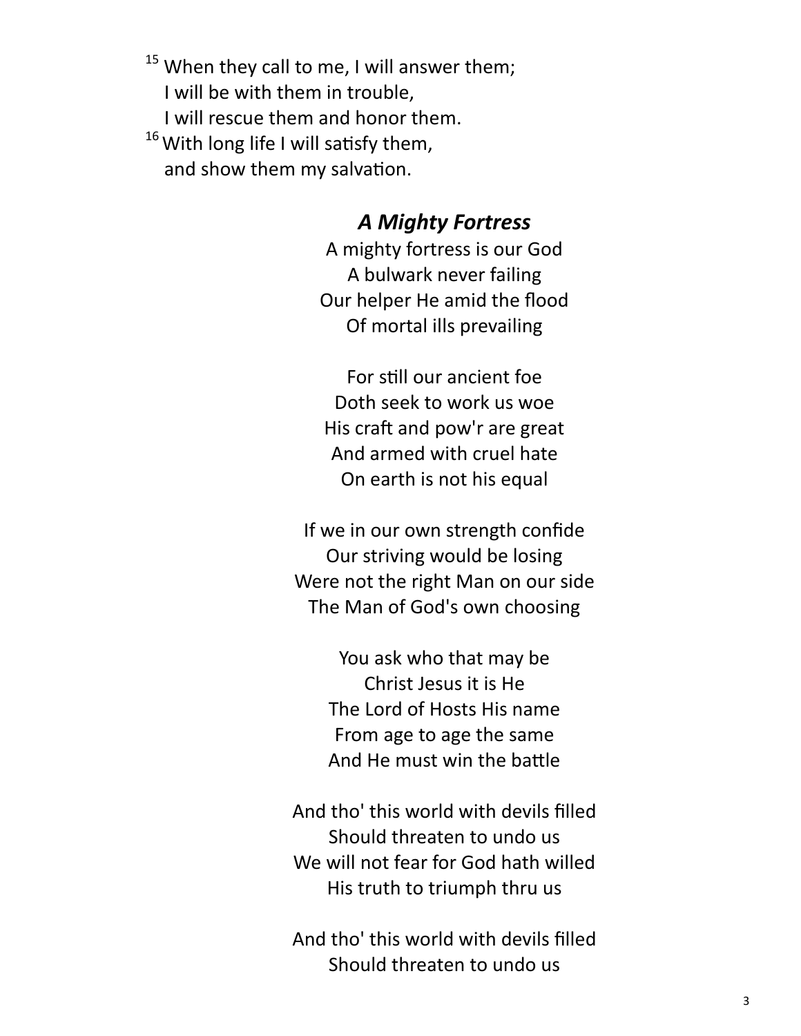[15] When they call to me, I will answer them;
I will be with them in trouble,
I will rescue them and honor them.
[16] With long life I will satisfy them,
and show them my salvation.

### *A Mighty Fortress*

A mighty fortress is our God
A bulwark never failing
Our helper He amid the flood
Of mortal ills prevailing

For still our ancient foe
Doth seek to work us woe
His craft and pow'r are great
And armed with cruel hate
On earth is not his equal

If we in our own strength confide
Our striving would be losing
Were not the right Man on our side
The Man of God's own choosing

You ask who that may be
Christ Jesus it is He
The Lord of Hosts His name
From age to age the same
And He must win the battle

And tho' this world with devils filled
Should threaten to undo us
We will not fear for God hath willed
His truth to triumph thru us

And tho' this world with devils filled
Should threaten to undo us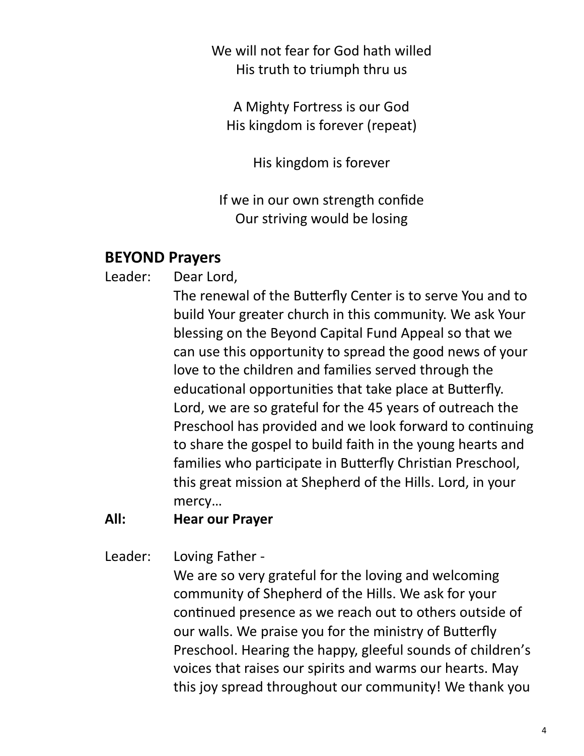We will not fear for God hath willed
His truth to triumph thru us

A Mighty Fortress is our God
His kingdom is forever (repeat)

His kingdom is forever

If we in our own strength confide
Our striving would be losing

## BEYOND Prayers

Leader: Dear Lord,
The renewal of the Butterfly Center is to serve You and to build Your greater church in this community. We ask Your blessing on the Beyond Capital Fund Appeal so that we can use this opportunity to spread the good news of your love to the children and families served through the educational opportunities that take place at Butterfly. Lord, we are so grateful for the 45 years of outreach the Preschool has provided and we look forward to continuing to share the gospel to build faith in the young hearts and families who participate in Butterfly Christian Preschool, this great mission at Shepherd of the Hills. Lord, in your mercy…

**All: Hear our Prayer**

Leader: Loving Father -
We are so very grateful for the loving and welcoming community of Shepherd of the Hills. We ask for your continued presence as we reach out to others outside of our walls. We praise you for the ministry of Butterfly Preschool. Hearing the happy, gleeful sounds of children's voices that raises our spirits and warms our hearts. May this joy spread throughout our community! We thank you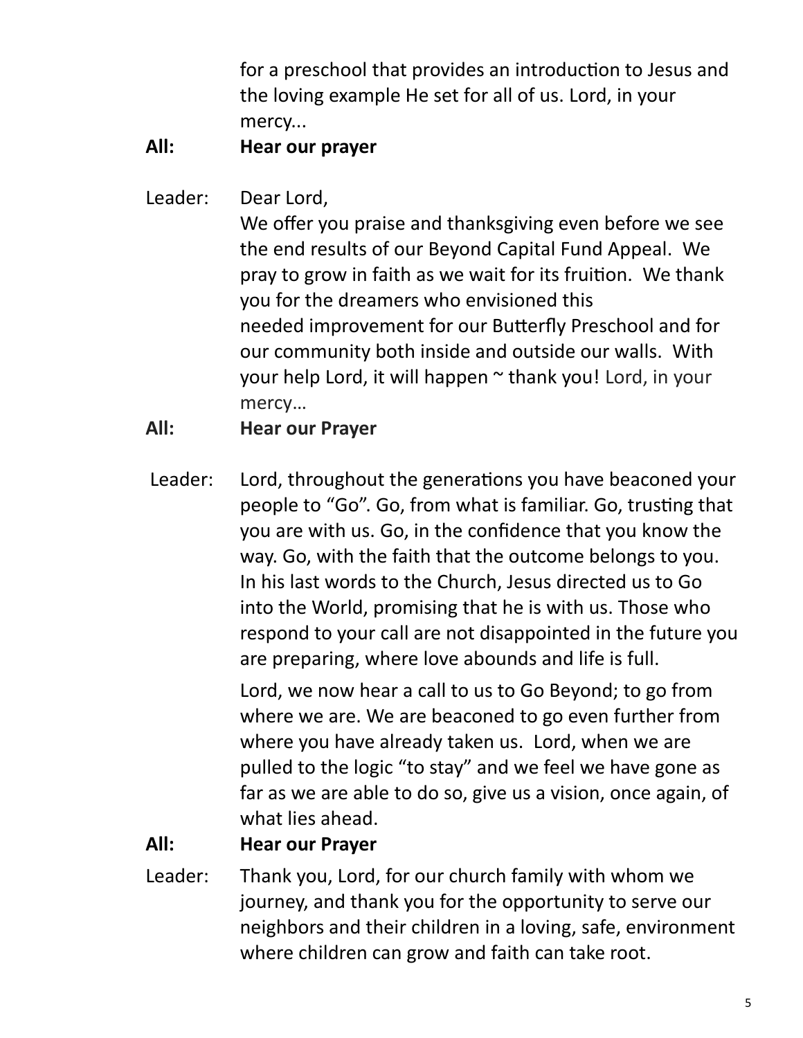for a preschool that provides an introduction to Jesus and the loving example He set for all of us. Lord, in your mercy...

**All: Hear our prayer**

Leader: Dear Lord,

We offer you praise and thanksgiving even before we see the end results of our Beyond Capital Fund Appeal. We pray to grow in faith as we wait for its fruition. We thank you for the dreamers who envisioned this needed improvement for our Butterfly Preschool and for our community both inside and outside our walls. With your help Lord, it will happen ~ thank you! Lord, in your mercy…

**All: Hear our Prayer**

Leader: Lord, throughout the generations you have beaconed your people to "Go". Go, from what is familiar. Go, trusting that you are with us. Go, in the confidence that you know the way. Go, with the faith that the outcome belongs to you. In his last words to the Church, Jesus directed us to Go into the World, promising that he is with us. Those who respond to your call are not disappointed in the future you are preparing, where love abounds and life is full.

Lord, we now hear a call to us to Go Beyond; to go from where we are. We are beaconed to go even further from where you have already taken us. Lord, when we are pulled to the logic "to stay" and we feel we have gone as far as we are able to do so, give us a vision, once again, of what lies ahead.

**All: Hear our Prayer**

Leader: Thank you, Lord, for our church family with whom we journey, and thank you for the opportunity to serve our neighbors and their children in a loving, safe, environment where children can grow and faith can take root.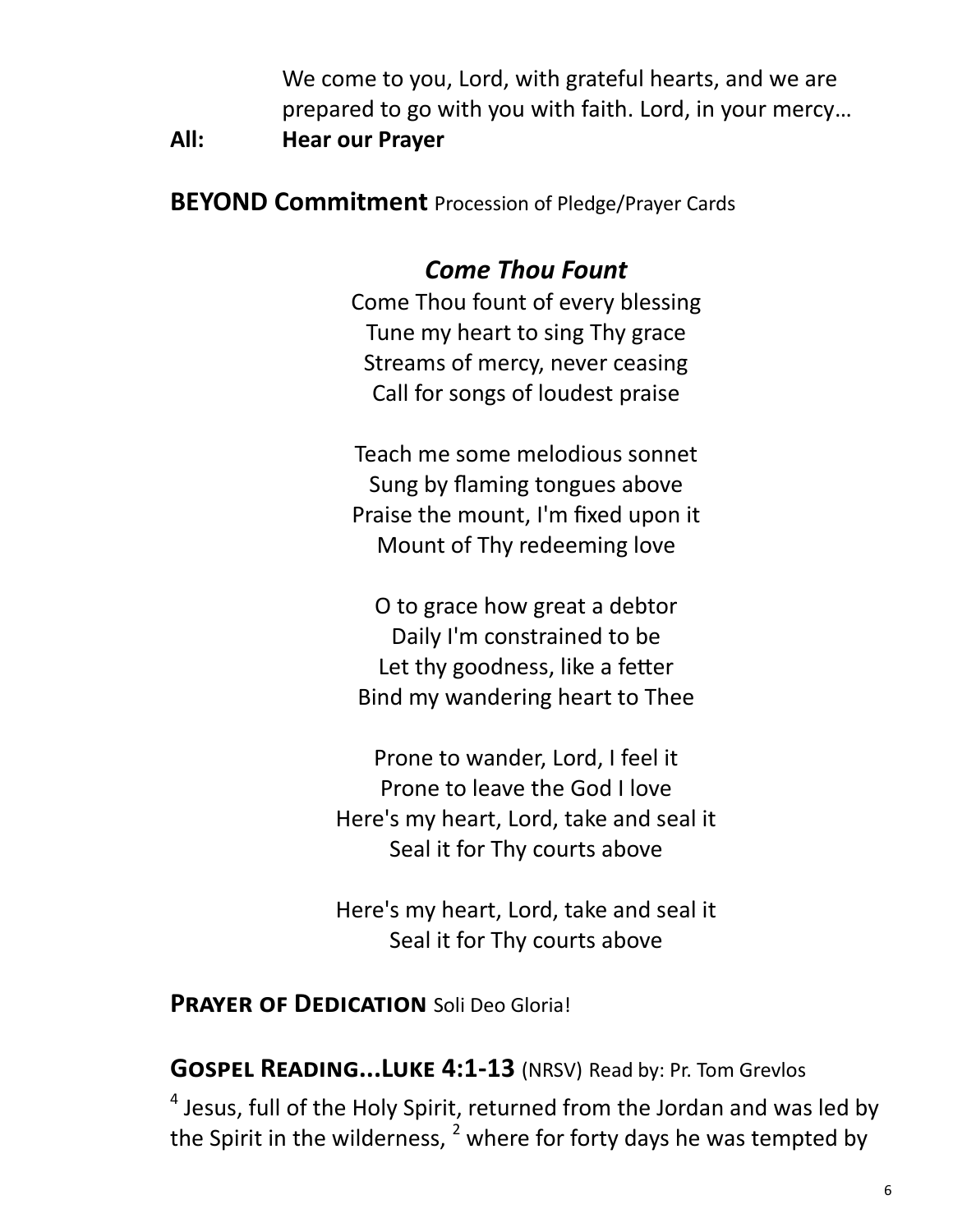We come to you, Lord, with grateful hearts, and we are prepared to go with you with faith. Lord, in your mercy…

**All:** **Hear our Prayer**

**BEYOND Commitment** Procession of Pledge/Prayer Cards

### *Come Thou Fount*

Come Thou fount of every blessing
Tune my heart to sing Thy grace
Streams of mercy, never ceasing
Call for songs of loudest praise

Teach me some melodious sonnet
Sung by flaming tongues above
Praise the mount, I'm fixed upon it
Mount of Thy redeeming love

O to grace how great a debtor
Daily I'm constrained to be
Let thy goodness, like a fetter
Bind my wandering heart to Thee

Prone to wander, Lord, I feel it
Prone to leave the God I love
Here's my heart, Lord, take and seal it
Seal it for Thy courts above

Here's my heart, Lord, take and seal it
Seal it for Thy courts above

**Prayer of Dedication** Soli Deo Gloria!

**Gospel Reading...Luke 4:1-13** (NRSV) Read by: Pr. Tom Grevlos

[4] Jesus, full of the Holy Spirit, returned from the Jordan and was led by the Spirit in the wilderness, [2] where for forty days he was tempted by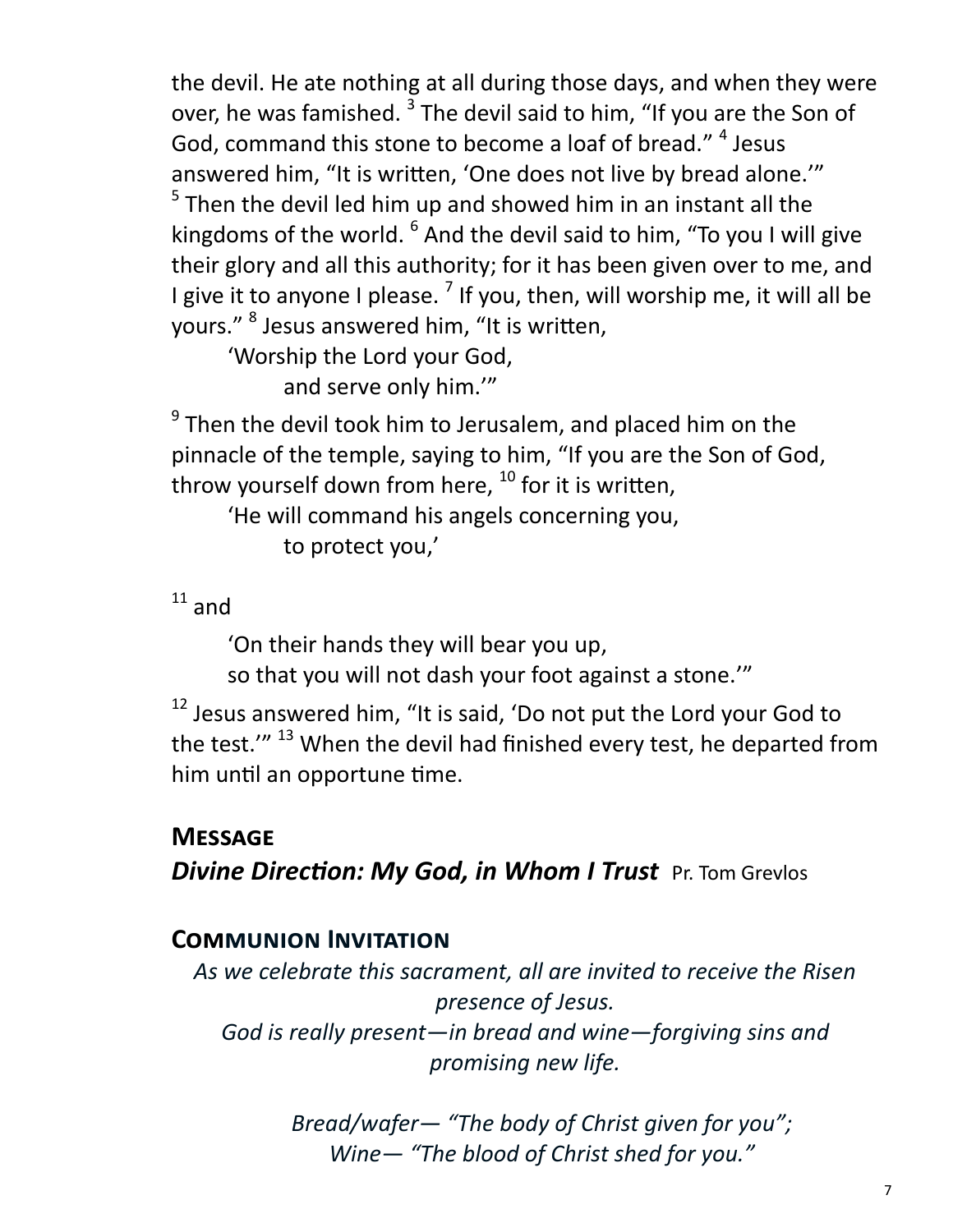the devil. He ate nothing at all during those days, and when they were over, he was famished. [3] The devil said to him, “If you are the Son of God, command this stone to become a loaf of bread.” [4] Jesus answered him, “It is written, ‘One does not live by bread alone.’” [5] Then the devil led him up and showed him in an instant all the kingdoms of the world. [6] And the devil said to him, “To you I will give their glory and all this authority; for it has been given over to me, and I give it to anyone I please. [7] If you, then, will worship me, it will all be yours.” [8] Jesus answered him, “It is written,

> ‘Worship the Lord your God,
> and serve only him.’”

[9] Then the devil took him to Jerusalem, and placed him on the pinnacle of the temple, saying to him, “If you are the Son of God, throw yourself down from here, [10] for it is written,

> ‘He will command his angels concerning you,
> to protect you,’

[11] and

> ‘On their hands they will bear you up,
> so that you will not dash your foot against a stone.’”

[12] Jesus answered him, “It is said, ‘Do not put the Lord your God to the test.’” [13] When the devil had finished every test, he departed from him until an opportune time.

## Message

***Divine Direction: My God, in Whom I Trust*** Pr. Tom Grevlos

## Communion Invitation

*As we celebrate this sacrament, all are invited to receive the Risen presence of Jesus.*
*God is really present—in bread and wine—forgiving sins and promising new life.*

*Bread/wafer— “The body of Christ given for you”;*
*Wine— “The blood of Christ shed for you.”*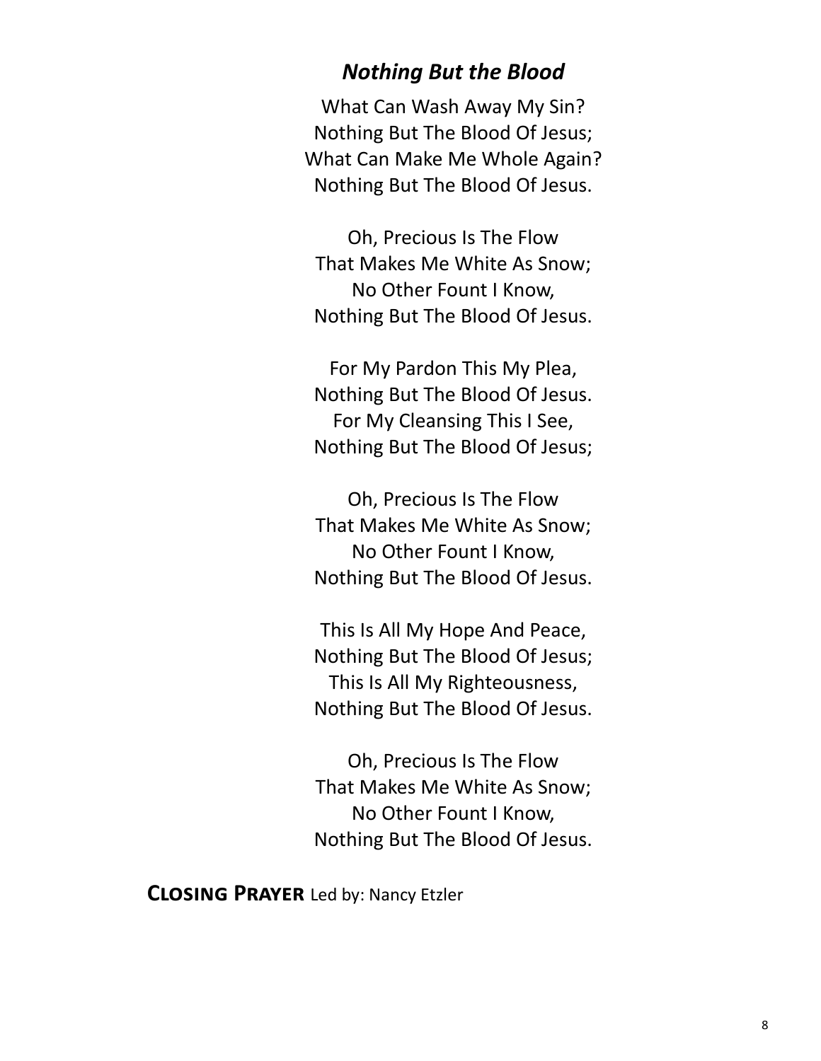### *Nothing But the Blood*

What Can Wash Away My Sin?  
Nothing But The Blood Of Jesus;  
What Can Make Me Whole Again?  
Nothing But The Blood Of Jesus.

Oh, Precious Is The Flow  
That Makes Me White As Snow;  
No Other Fount I Know,  
Nothing But The Blood Of Jesus.

For My Pardon This My Plea,  
Nothing But The Blood Of Jesus.  
For My Cleansing This I See,  
Nothing But The Blood Of Jesus;

Oh, Precious Is The Flow  
That Makes Me White As Snow;  
No Other Fount I Know,  
Nothing But The Blood Of Jesus.

This Is All My Hope And Peace,  
Nothing But The Blood Of Jesus;  
This Is All My Righteousness,  
Nothing But The Blood Of Jesus.

Oh, Precious Is The Flow  
That Makes Me White As Snow;  
No Other Fount I Know,  
Nothing But The Blood Of Jesus.

**Closing Prayer** Led by: Nancy Etzler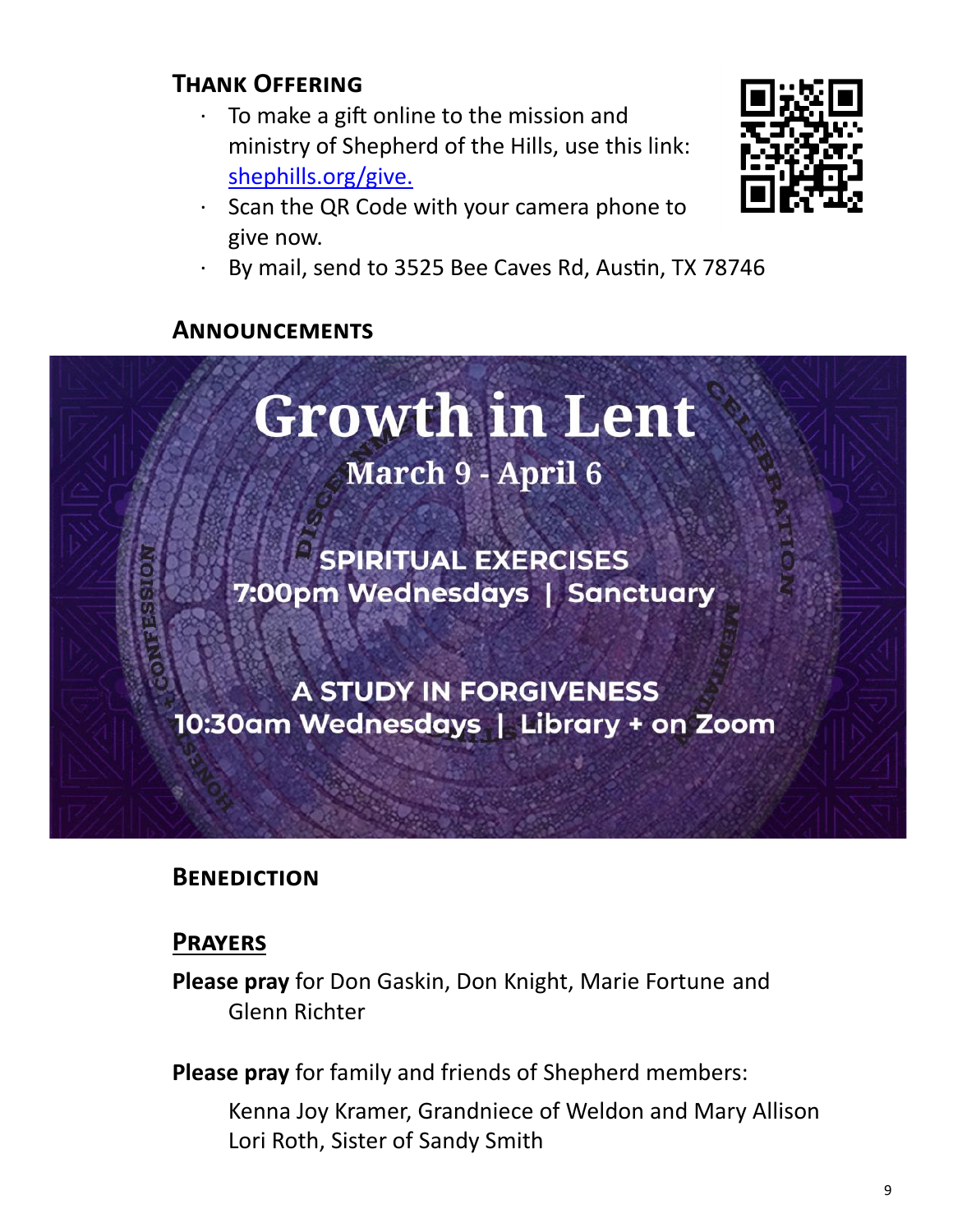## Thank Offering

- To make a gift online to the mission and ministry of Shepherd of the Hills, use this link: shephills.org/give.
- Scan the QR Code with your camera phone to give now.
- By mail, send to 3525 Bee Caves Rd, Austin, TX 78746

## Announcements

**Growth in Lent**

**March 9 - April 6**

**SPIRITUAL EXERCISES**
**7:00pm Wednesdays | Sanctuary**

**A STUDY IN FORGIVENESS**
**10:30am Wednesdays | Library + on Zoom**

## Benediction

## Prayers

**Please pray** for Don Gaskin, Don Knight, Marie Fortune and Glenn Richter

**Please pray** for family and friends of Shepherd members:

Kenna Joy Kramer, Grandniece of Weldon and Mary Allison
Lori Roth, Sister of Sandy Smith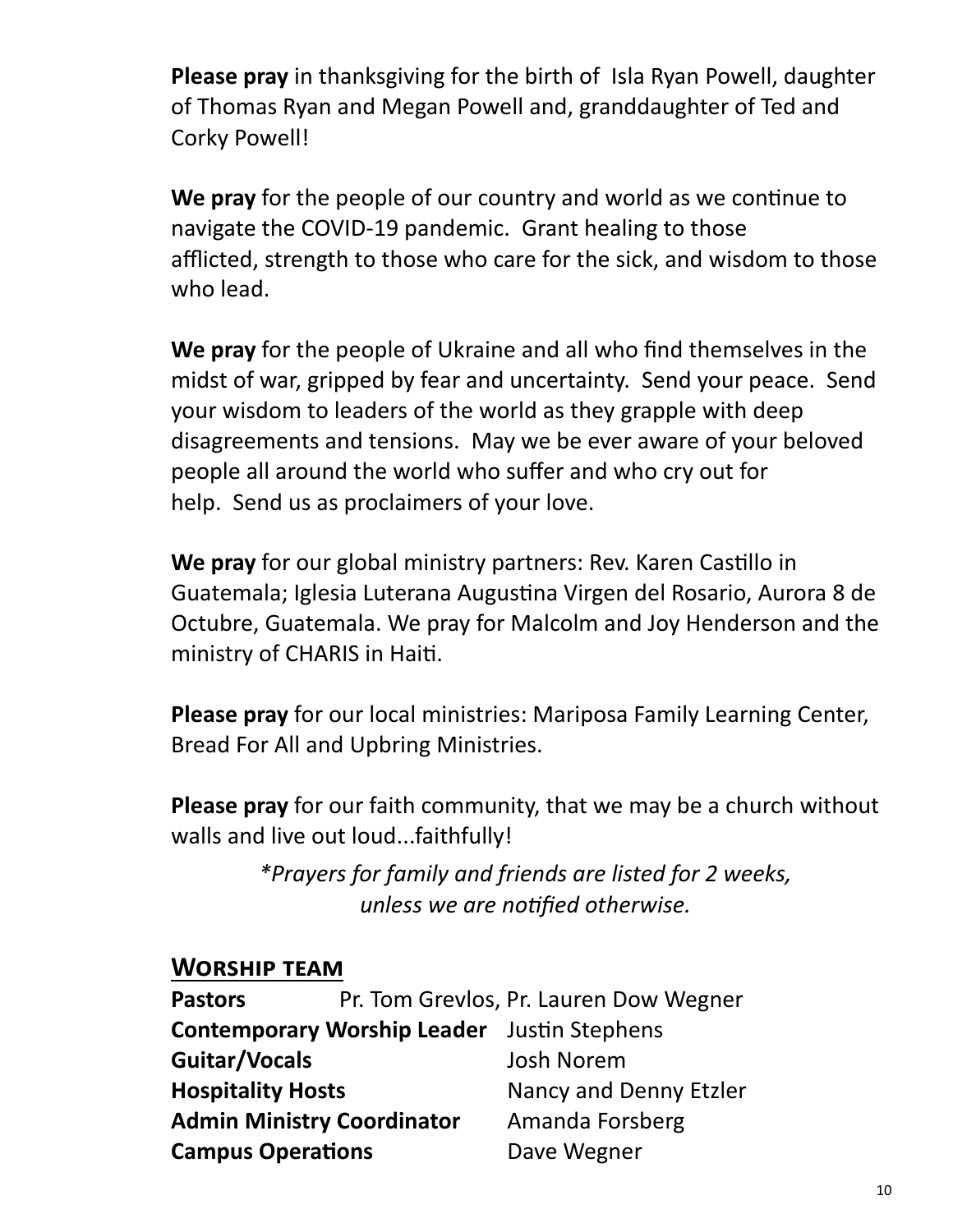**Please pray** in thanksgiving for the birth of Isla Ryan Powell, daughter of Thomas Ryan and Megan Powell and, granddaughter of Ted and Corky Powell!

**We pray** for the people of our country and world as we continue to navigate the COVID-19 pandemic. Grant healing to those afflicted, strength to those who care for the sick, and wisdom to those who lead.

**We pray** for the people of Ukraine and all who find themselves in the midst of war, gripped by fear and uncertainty. Send your peace. Send your wisdom to leaders of the world as they grapple with deep disagreements and tensions. May we be ever aware of your beloved people all around the world who suffer and who cry out for help. Send us as proclaimers of your love.

**We pray** for our global ministry partners: Rev. Karen Castillo in Guatemala; Iglesia Luterana Augustina Virgen del Rosario, Aurora 8 de Octubre, Guatemala. We pray for Malcolm and Joy Henderson and the ministry of CHARIS in Haiti.

**Please pray** for our local ministries: Mariposa Family Learning Center, Bread For All and Upbring Ministries.

**Please pray** for our faith community, that we may be a church without walls and live out loud...faithfully!

*\*Prayers for family and friends are listed for 2 weeks, unless we are notified otherwise.*

## Worship team

**Pastors** Pr. Tom Grevlos, Pr. Lauren Dow Wegner
**Contemporary Worship Leader** Justin Stephens
**Guitar/Vocals** Josh Norem
**Hospitality Hosts** Nancy and Denny Etzler
**Admin Ministry Coordinator** Amanda Forsberg
**Campus Operations** Dave Wegner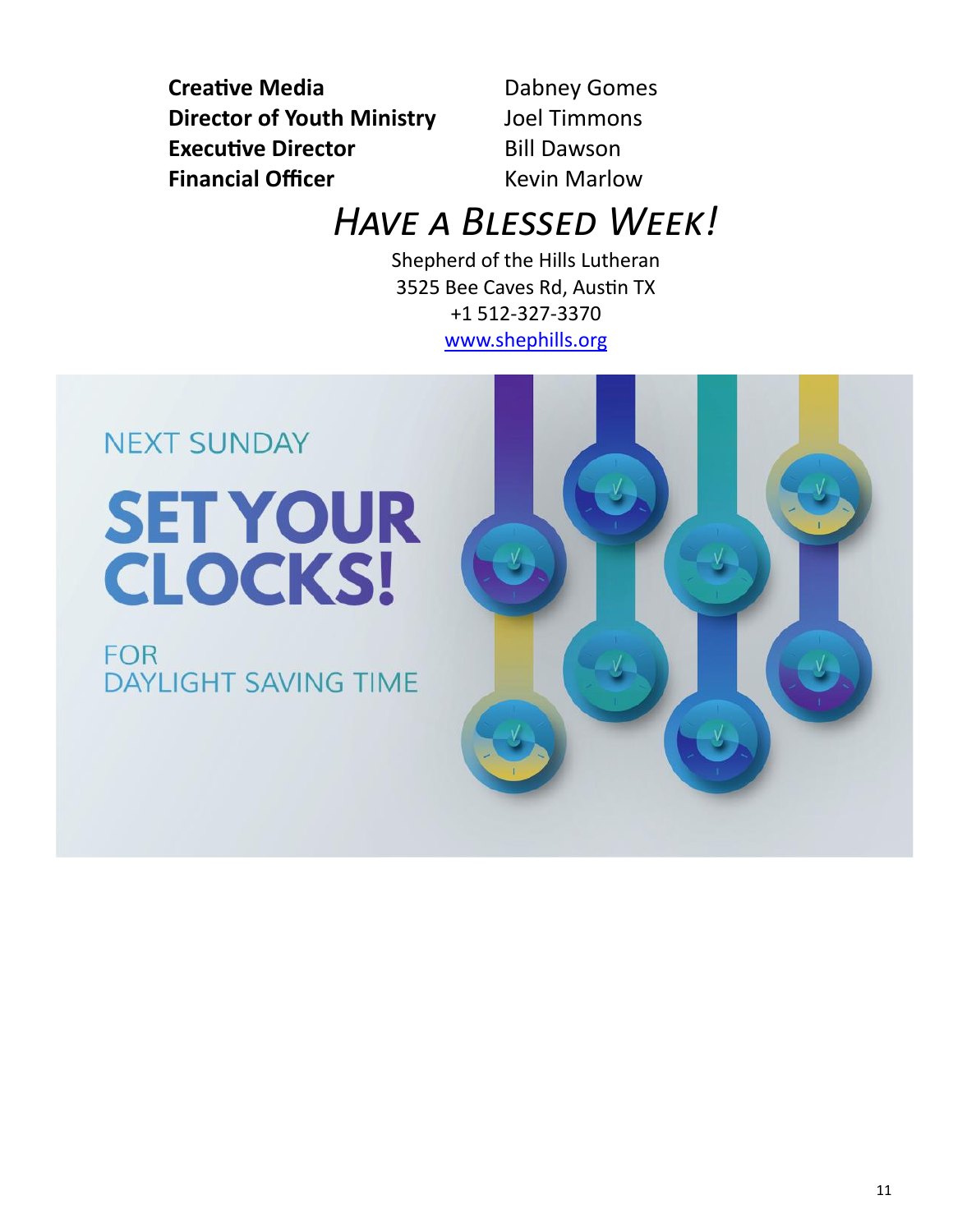| | |
|---|---|
| **Creative Media** | Dabney Gomes |
| **Director of Youth Ministry** | Joel Timmons |
| **Executive Director** | Bill Dawson |
| **Financial Officer** | Kevin Marlow |

# *Have a Blessed Week!*

Shepherd of the Hills Lutheran
3525 Bee Caves Rd, Austin TX
+1 512-327-3370
www.shephills.org

NEXT SUNDAY

SET YOUR CLOCKS!

FOR
DAYLIGHT SAVING TIME